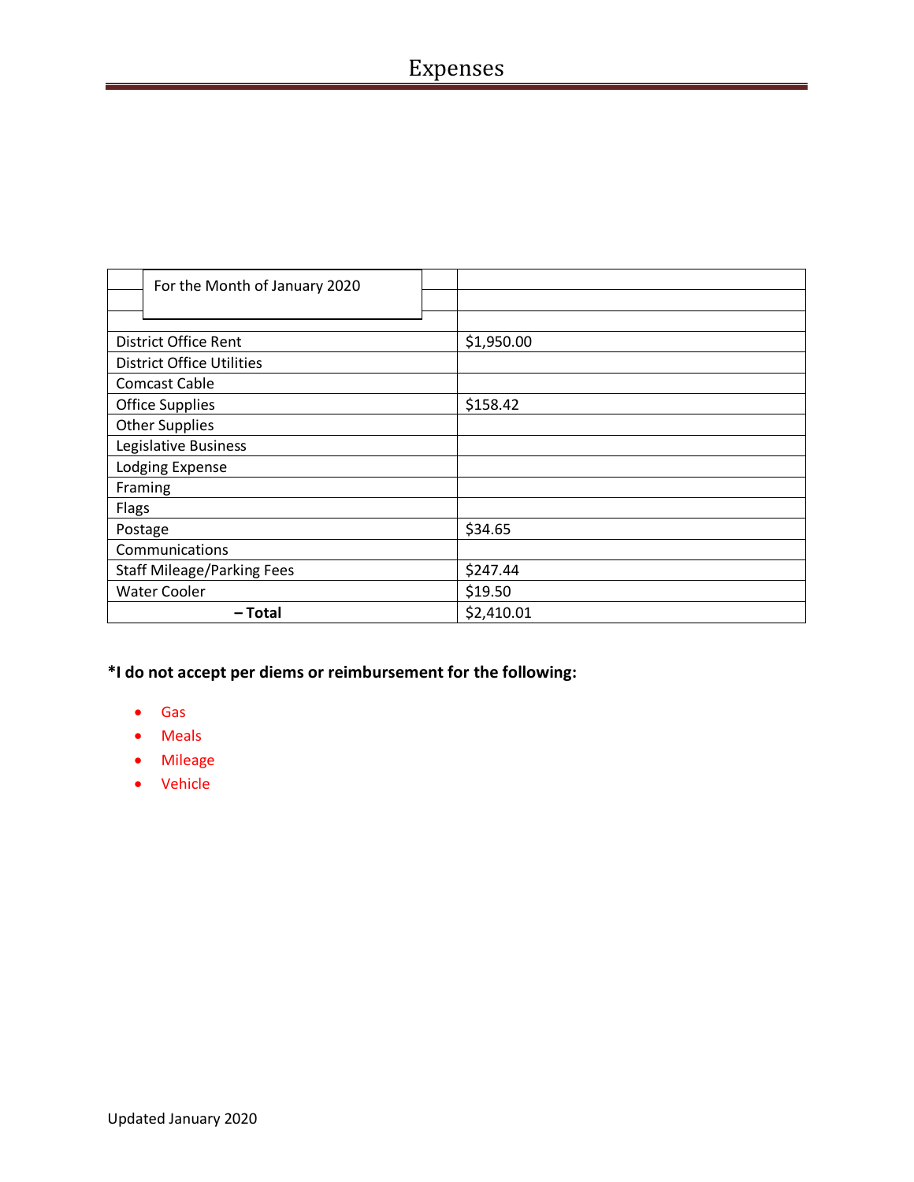# Expenses

| For the Month of January 2020 | |
|---|---|
| District Office Rent | $1,950.00 |
| District Office Utilities | |
| Comcast Cable | |
| Office Supplies | $158.42 |
| Other Supplies | |
| Legislative Business | |
| Lodging Expense | |
| Framing | |
| Flags | |
| Postage | $34.65 |
| Communications | |
| Staff Mileage/Parking Fees | $247.44 |
| Water Cooler | $19.50 |
| **– Total** | $2,410.01 |

**\*I do not accept per diems or reimbursement for the following:**

- Gas
- Meals
- Mileage
- Vehicle

Updated January 2020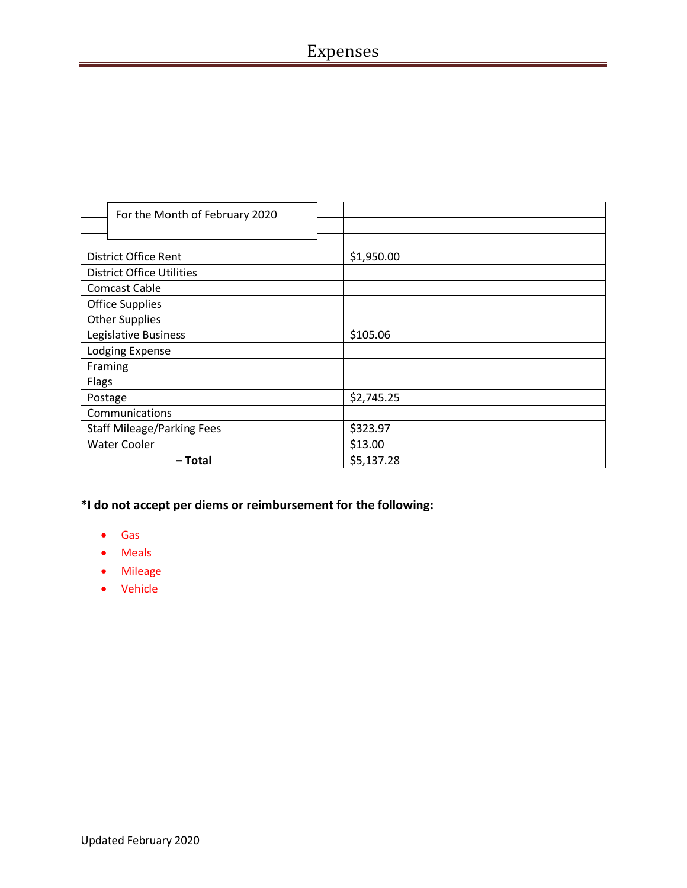# Expenses

| For the Month of February 2020 | |
|---|---|
| District Office Rent | $1,950.00 |
| District Office Utilities | |
| Comcast Cable | |
| Office Supplies | |
| Other Supplies | |
| Legislative Business | $105.06 |
| Lodging Expense | |
| Framing | |
| Flags | |
| Postage | $2,745.25 |
| Communications | |
| Staff Mileage/Parking Fees | $323.97 |
| Water Cooler | $13.00 |
| **– Total** | $5,137.28 |

**\*I do not accept per diems or reimbursement for the following:**

- Gas
- Meals
- Mileage
- Vehicle

Updated February 2020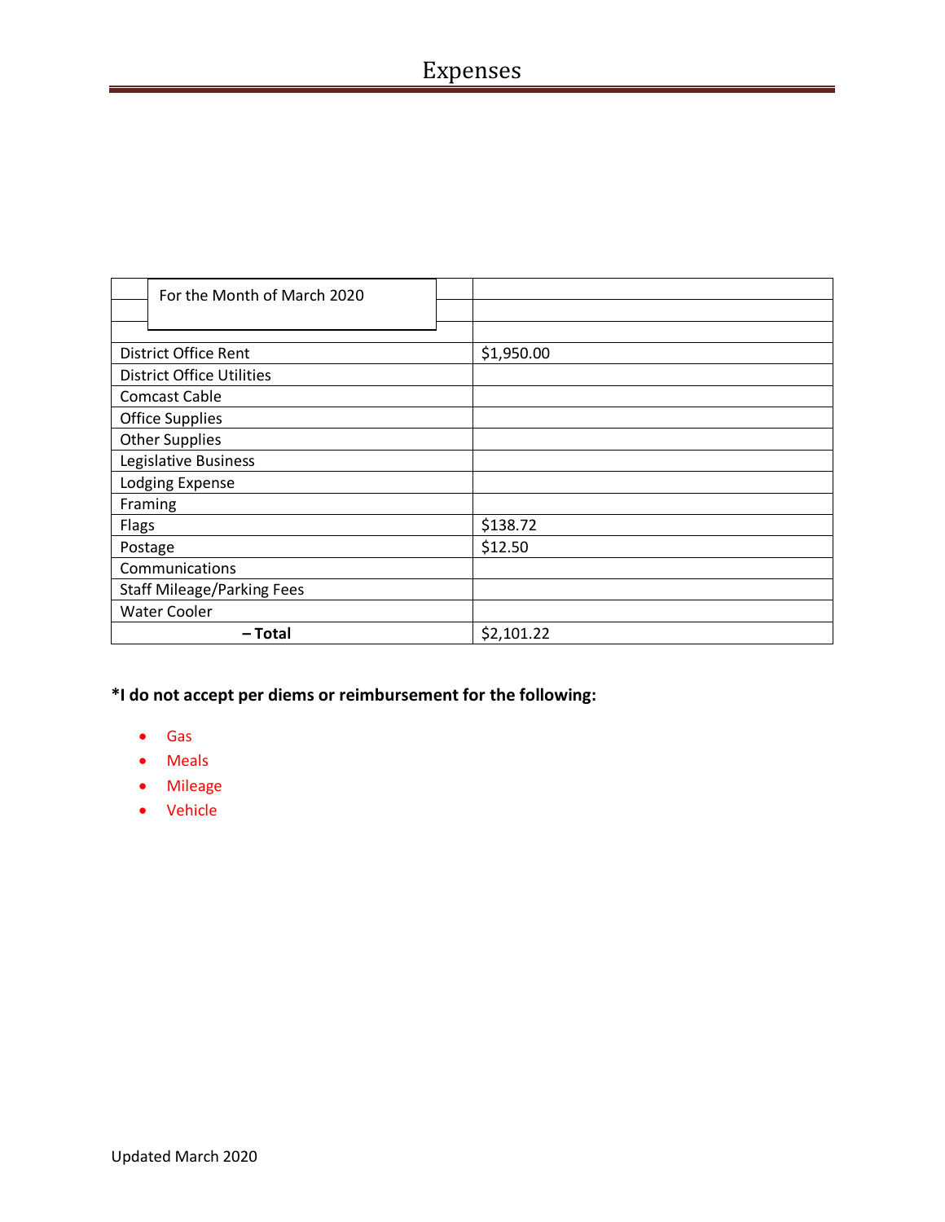# Expenses

| For the Month of March 2020 | |
|---|---|
| | |
| District Office Rent | $1,950.00 |
| District Office Utilities | |
| Comcast Cable | |
| Office Supplies | |
| Other Supplies | |
| Legislative Business | |
| Lodging Expense | |
| Framing | |
| Flags | $138.72 |
| Postage | $12.50 |
| Communications | |
| Staff Mileage/Parking Fees | |
| Water Cooler | |
| **– Total** | $2,101.22 |

**\*I do not accept per diems or reimbursement for the following:**

- Gas
- Meals
- Mileage
- Vehicle

Updated March 2020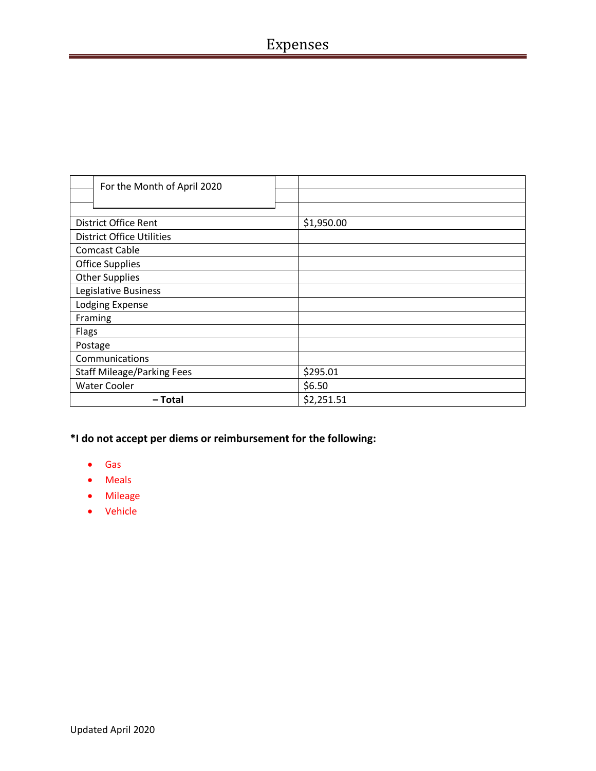# Expenses

| For the Month of April 2020 | |
|---|---|
| District Office Rent | $1,950.00 |
| District Office Utilities | |
| Comcast Cable | |
| Office Supplies | |
| Other Supplies | |
| Legislative Business | |
| Lodging Expense | |
| Framing | |
| Flags | |
| Postage | |
| Communications | |
| Staff Mileage/Parking Fees | $295.01 |
| Water Cooler | $6.50 |
| **– Total** | $2,251.51 |

**\*I do not accept per diems or reimbursement for the following:**

- Gas
- Meals
- Mileage
- Vehicle

Updated April 2020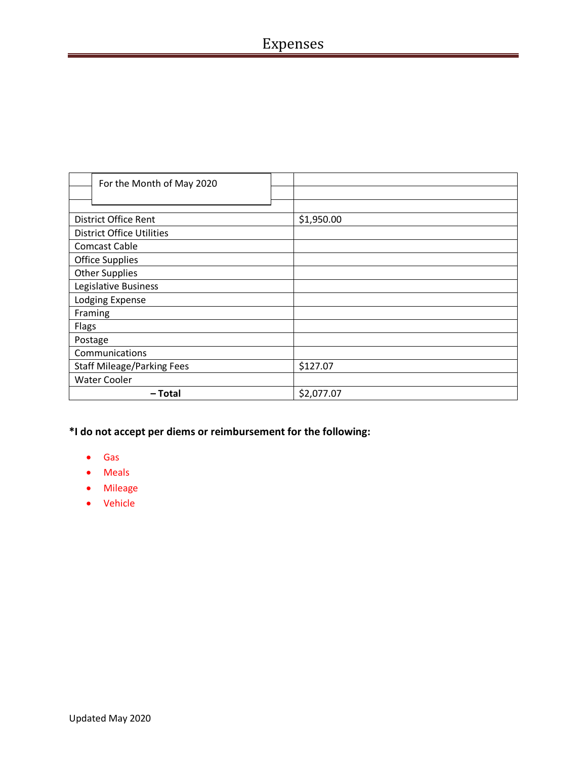# Expenses

| For the Month of May 2020 | |
|---|---|
| | |
| District Office Rent | $1,950.00 |
| District Office Utilities | |
| Comcast Cable | |
| Office Supplies | |
| Other Supplies | |
| Legislative Business | |
| Lodging Expense | |
| Framing | |
| Flags | |
| Postage | |
| Communications | |
| Staff Mileage/Parking Fees | $127.07 |
| Water Cooler | |
| **– Total** | $2,077.07 |

**\*I do not accept per diems or reimbursement for the following:**

- Gas
- Meals
- Mileage
- Vehicle

Updated May 2020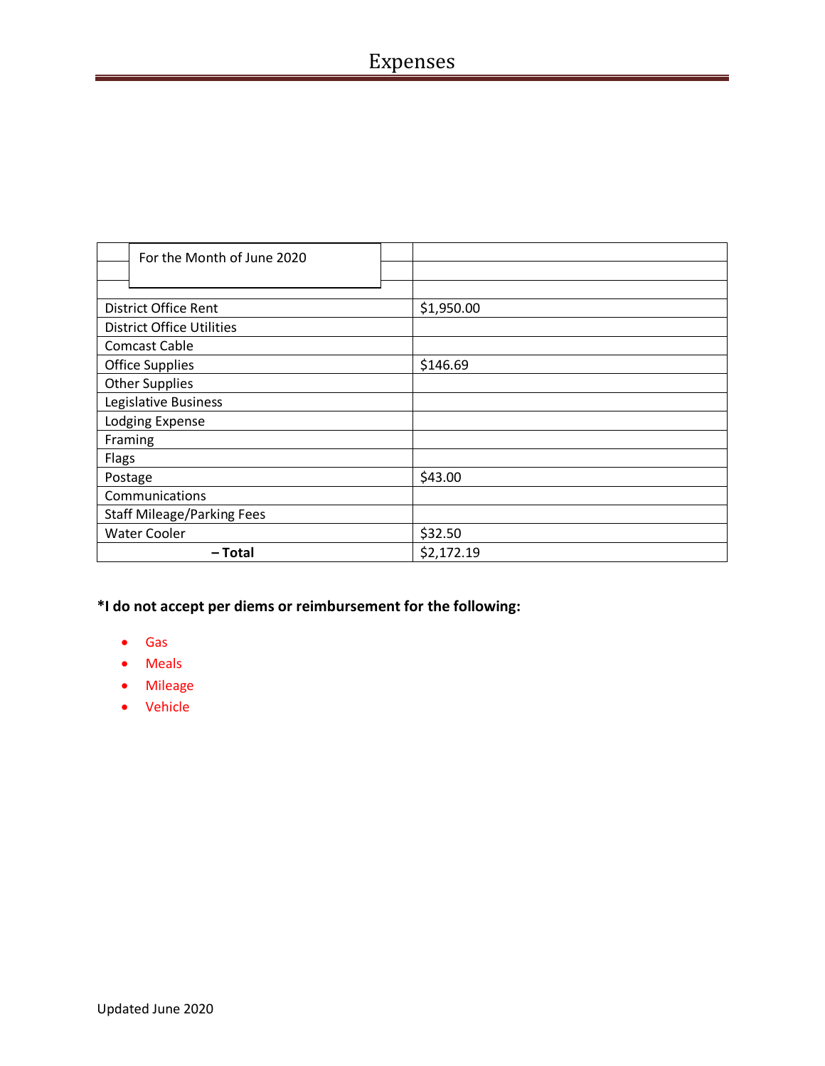# Expenses

| For the Month of June 2020 | |
|---|---|
| District Office Rent | $1,950.00 |
| District Office Utilities | |
| Comcast Cable | |
| Office Supplies | $146.69 |
| Other Supplies | |
| Legislative Business | |
| Lodging Expense | |
| Framing | |
| Flags | |
| Postage | $43.00 |
| Communications | |
| Staff Mileage/Parking Fees | |
| Water Cooler | $32.50 |
| **– Total** | $2,172.19 |

**\*I do not accept per diems or reimbursement for the following:**

- Gas
- Meals
- Mileage
- Vehicle

Updated June 2020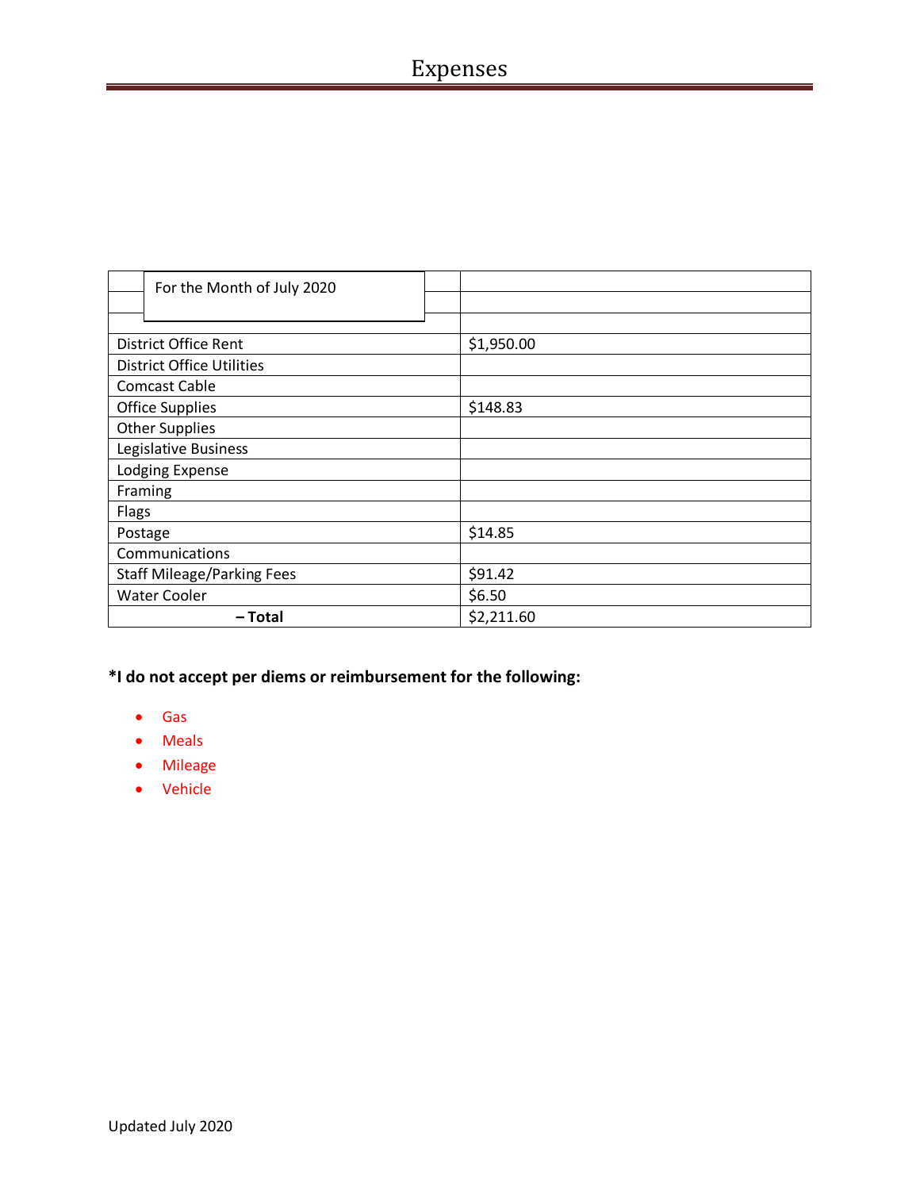# Expenses

| For the Month of July 2020 | |
|---|---|
| District Office Rent | $1,950.00 |
| District Office Utilities | |
| Comcast Cable | |
| Office Supplies | $148.83 |
| Other Supplies | |
| Legislative Business | |
| Lodging Expense | |
| Framing | |
| Flags | |
| Postage | $14.85 |
| Communications | |
| Staff Mileage/Parking Fees | $91.42 |
| Water Cooler | $6.50 |
| **– Total** | $2,211.60 |

**\*I do not accept per diems or reimbursement for the following:**

- Gas
- Meals
- Mileage
- Vehicle

Updated July 2020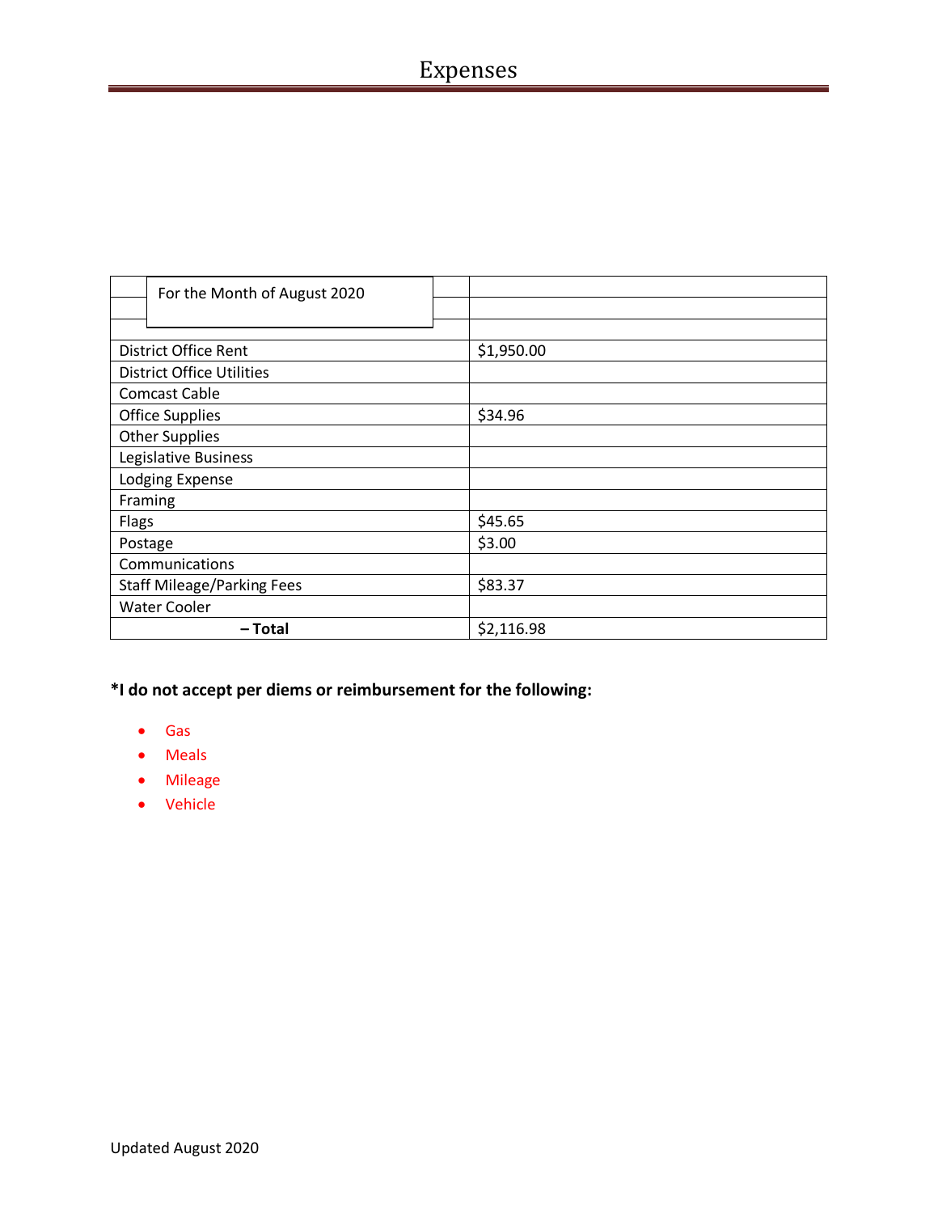# Expenses

| For the Month of August 2020 | |
|---|---|
| | |
| District Office Rent | $1,950.00 |
| District Office Utilities | |
| Comcast Cable | |
| Office Supplies | $34.96 |
| Other Supplies | |
| Legislative Business | |
| Lodging Expense | |
| Framing | |
| Flags | $45.65 |
| Postage | $3.00 |
| Communications | |
| Staff Mileage/Parking Fees | $83.37 |
| Water Cooler | |
| **– Total** | $2,116.98 |

**\*I do not accept per diems or reimbursement for the following:**

- Gas
- Meals
- Mileage
- Vehicle

Updated August 2020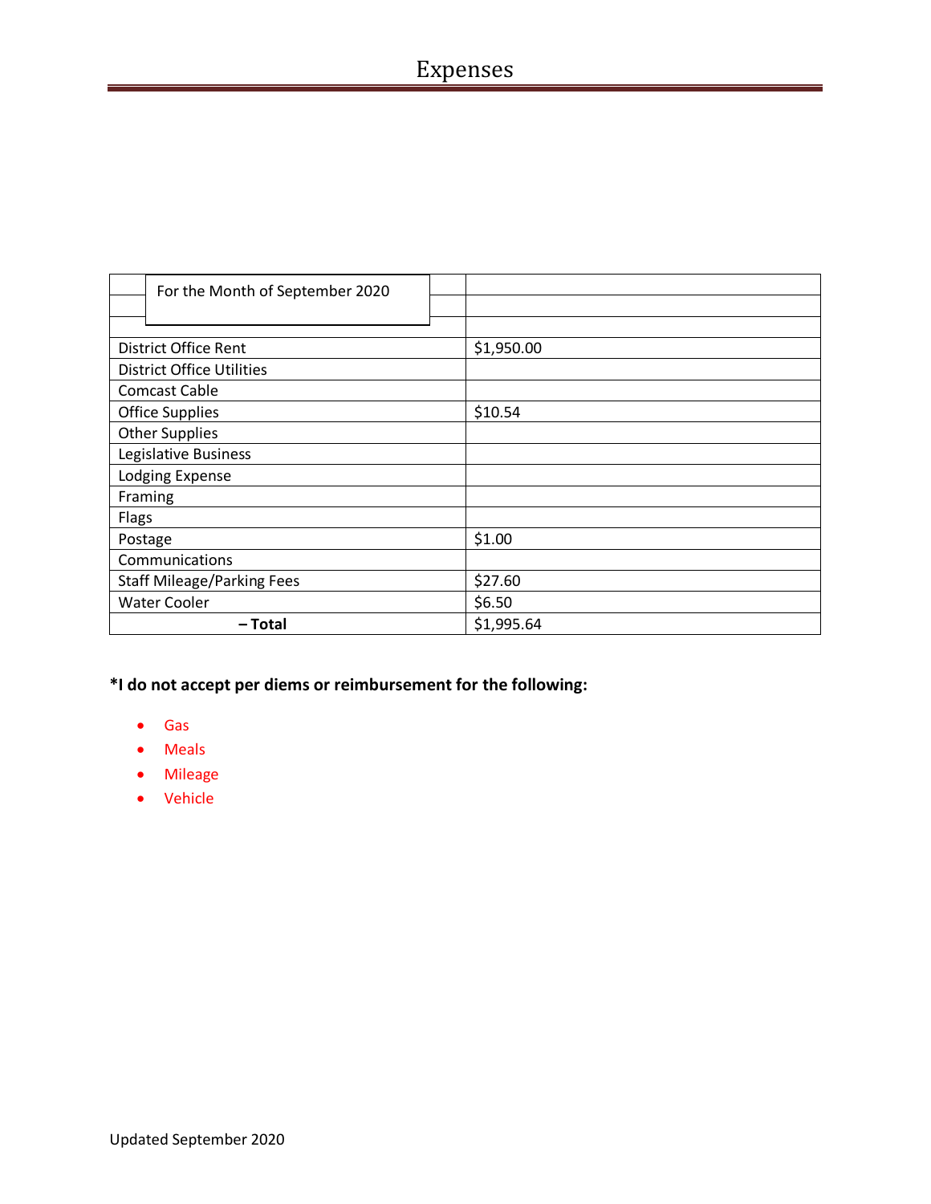# Expenses

| For the Month of September 2020 | |
|---|---|
| District Office Rent | $1,950.00 |
| District Office Utilities | |
| Comcast Cable | |
| Office Supplies | $10.54 |
| Other Supplies | |
| Legislative Business | |
| Lodging Expense | |
| Framing | |
| Flags | |
| Postage | $1.00 |
| Communications | |
| Staff Mileage/Parking Fees | $27.60 |
| Water Cooler | $6.50 |
| **– Total** | $1,995.64 |

**\*I do not accept per diems or reimbursement for the following:**

- Gas
- Meals
- Mileage
- Vehicle

Updated September 2020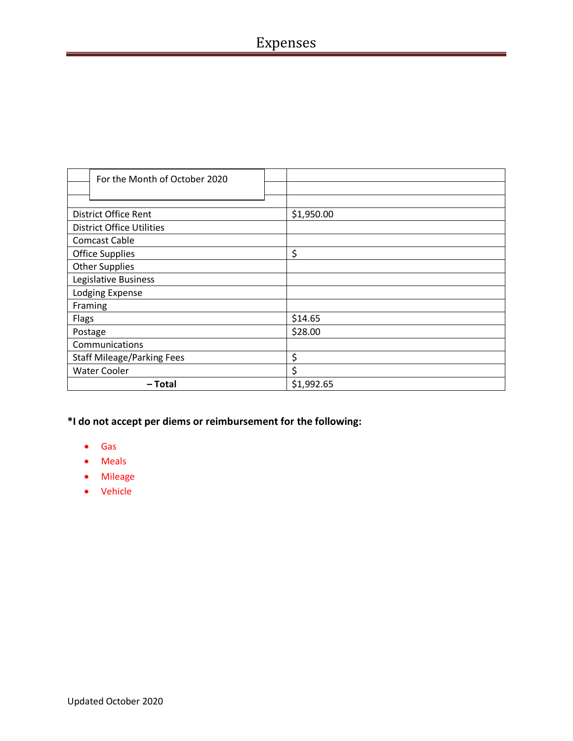# Expenses

| For the Month of October 2020 | |
|---|---|
| District Office Rent | $1,950.00 |
| District Office Utilities | |
| Comcast Cable | |
| Office Supplies | $ |
| Other Supplies | |
| Legislative Business | |
| Lodging Expense | |
| Framing | |
| Flags | $14.65 |
| Postage | $28.00 |
| Communications | |
| Staff Mileage/Parking Fees | $ |
| Water Cooler | $ |
| **– Total** | $1,992.65 |

**\*I do not accept per diems or reimbursement for the following:**

- Gas
- Meals
- Mileage
- Vehicle

Updated October 2020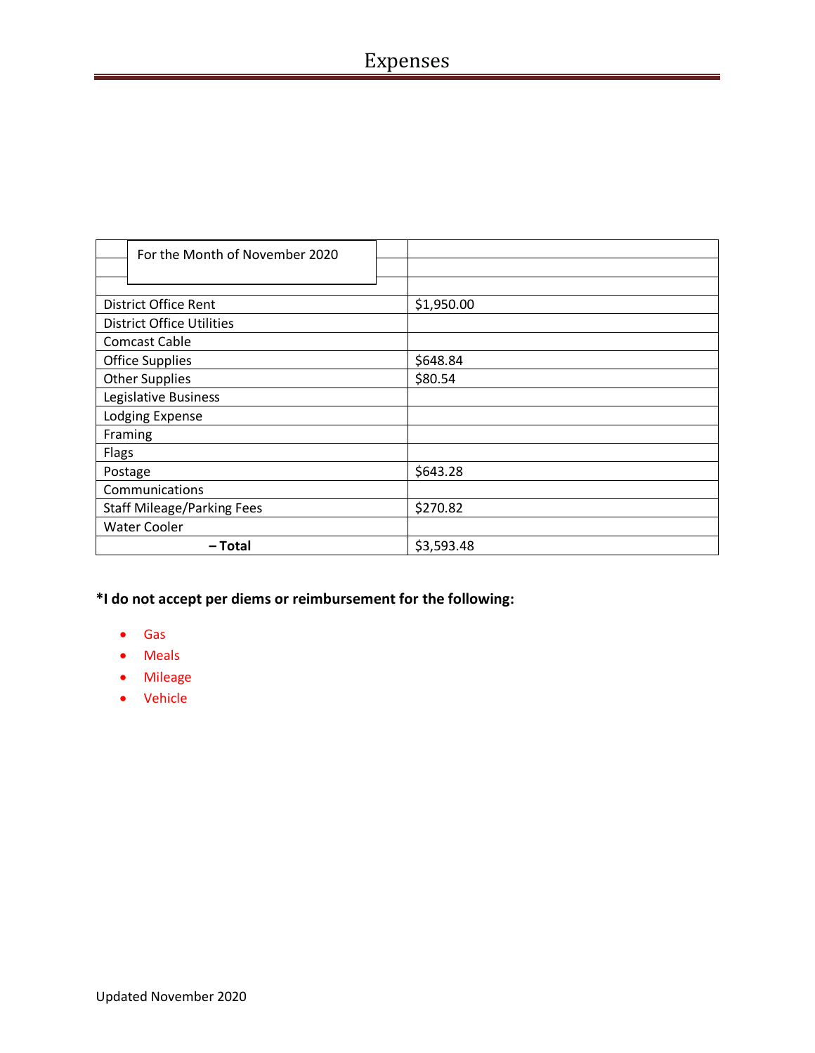# Expenses

| For the Month of November 2020 | |
|---|---|
| District Office Rent | $1,950.00 |
| District Office Utilities | |
| Comcast Cable | |
| Office Supplies | $648.84 |
| Other Supplies | $80.54 |
| Legislative Business | |
| Lodging Expense | |
| Framing | |
| Flags | |
| Postage | $643.28 |
| Communications | |
| Staff Mileage/Parking Fees | $270.82 |
| Water Cooler | |
| **– Total** | $3,593.48 |

**\*I do not accept per diems or reimbursement for the following:**

- Gas
- Meals
- Mileage
- Vehicle

Updated November 2020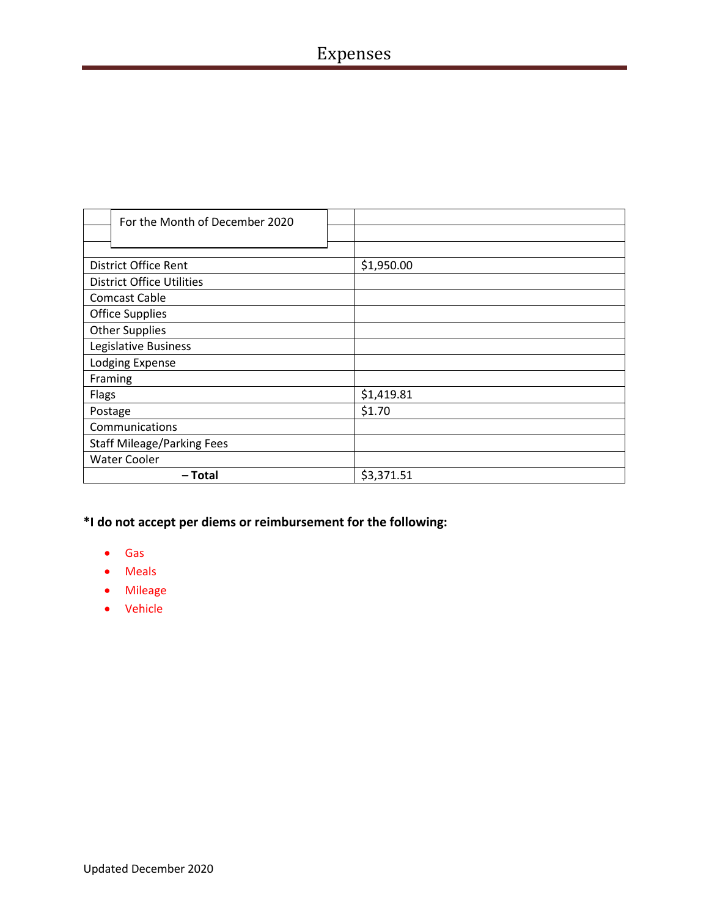# Expenses

| For the Month of December 2020 | |
|---|---|
| | |
| District Office Rent | $1,950.00 |
| District Office Utilities | |
| Comcast Cable | |
| Office Supplies | |
| Other Supplies | |
| Legislative Business | |
| Lodging Expense | |
| Framing | |
| Flags | $1,419.81 |
| Postage | $1.70 |
| Communications | |
| Staff Mileage/Parking Fees | |
| Water Cooler | |
| **– Total** | $3,371.51 |

**\*I do not accept per diems or reimbursement for the following:**

- Gas
- Meals
- Mileage
- Vehicle

Updated December 2020